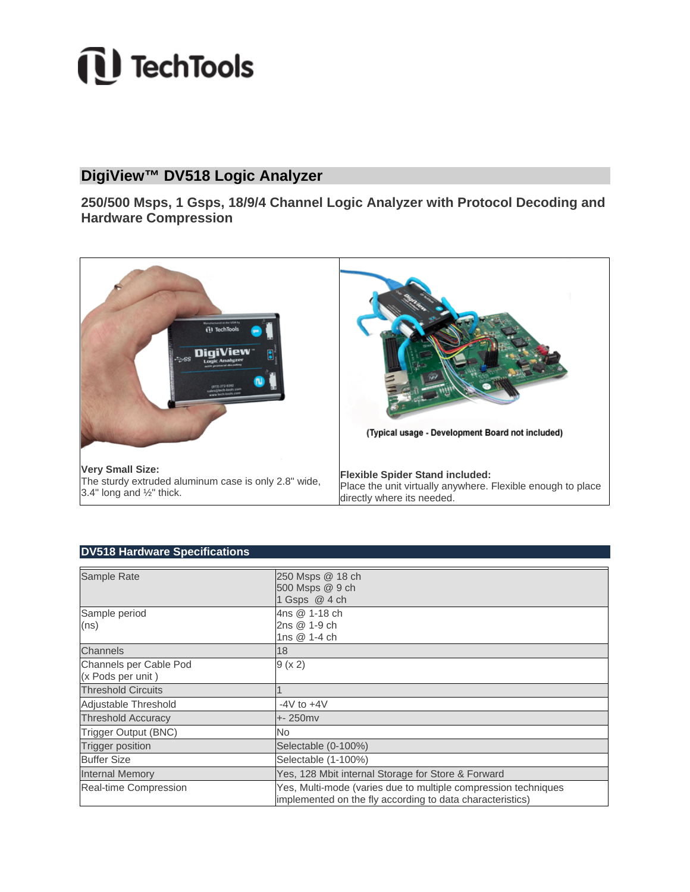TechTools

## DigiView™ DV518 Logic Analyzer

### 250/500 Msps, 1 Gsps, 18/9/4 Channel Logic Analyzer with Protocol Decoding and Hardware Compression

(Typical usage - Development Board not included)

**Very Small Size:**
The sturdy extruded aluminum case is only 2.8" wide, 3.4" long and ½" thick.

**Flexible Spider Stand included:**
Place the unit virtually anywhere. Flexible enough to place directly where its needed.

### DV518 Hardware Specifications

| | |
|---|---|
| Sample Rate | 250 Msps @ 18 ch<br>500 Msps @ 9 ch<br>1 Gsps @ 4 ch |
| Sample period (ns) | 4ns @ 1-18 ch<br>2ns @ 1-9 ch<br>1ns @ 1-4 ch |
| Channels | 18 |
| Channels per Cable Pod (x Pods per unit ) | 9 (x 2) |
| Threshold Circuits | 1 |
| Adjustable Threshold | -4V to +4V |
| Threshold Accuracy | +- 250mv |
| Trigger Output (BNC) | No |
| Trigger position | Selectable (0-100%) |
| Buffer Size | Selectable (1-100%) |
| Internal Memory | Yes, 128 Mbit internal Storage for Store & Forward |
| Real-time Compression | Yes, Multi-mode (varies due to multiple compression techniques implemented on the fly according to data characteristics) |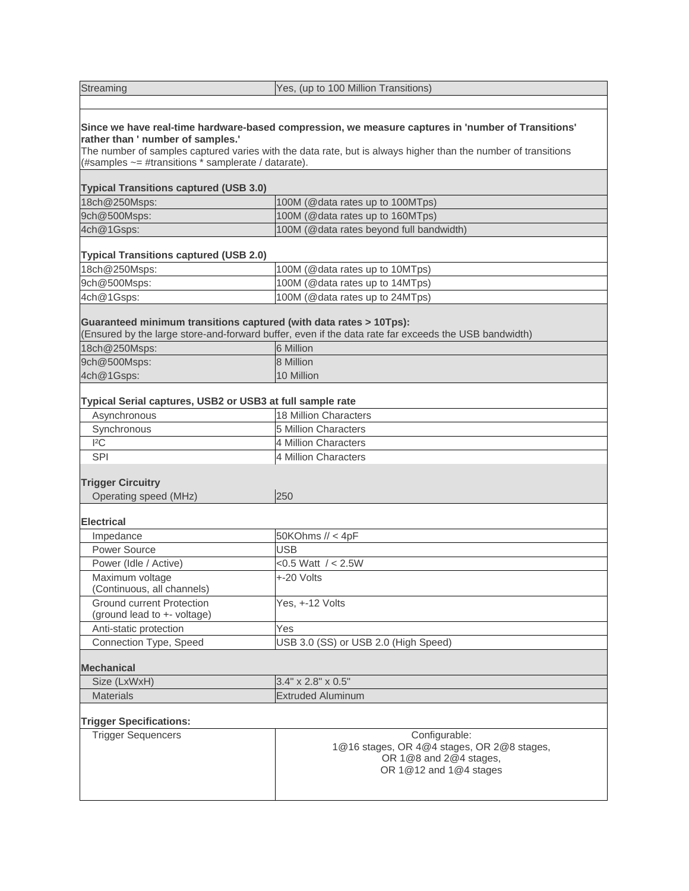| | |
|---|---|
| Streaming | Yes, (up to 100 Million Transitions) |

**Since we have real-time hardware-based compression, we measure captures in 'number of Transitions' rather than ' number of samples.'**
The number of samples captured varies with the data rate, but is always higher than the number of transitions (#samples ~= #transitions * samplerate / datarate).

| **Typical Transitions captured (USB 3.0)** | |
|---|---|
| 18ch@250Msps: | 100M (@data rates up to 100MTps) |
| 9ch@500Msps: | 100M (@data rates up to 160MTps) |
| 4ch@1Gsps: | 100M (@data rates beyond full bandwidth) |

| **Typical Transitions captured (USB 2.0)** | |
|---|---|
| 18ch@250Msps: | 100M (@data rates up to 10MTps) |
| 9ch@500Msps: | 100M (@data rates up to 14MTps) |
| 4ch@1Gsps: | 100M (@data rates up to 24MTps) |

**Guaranteed minimum transitions captured (with data rates > 10Tps):**
(Ensured by the large store-and-forward buffer, even if the data rate far exceeds the USB bandwidth)

| | |
|---|---|
| 18ch@250Msps: | 6 Million |
| 9ch@500Msps: | 8 Million |
| 4ch@1Gsps: | 10 Million |

| **Typical Serial captures, USB2 or USB3 at full sample rate** | |
|---|---|
| Asynchronous | 18 Million Characters |
| Synchronous | 5 Million Characters |
| I²C | 4 Million Characters |
| SPI | 4 Million Characters |

| **Trigger Circuitry** | |
|---|---|
| Operating speed (MHz) | 250 |

| **Electrical** | |
|---|---|
| Impedance | 50KOhms // < 4pF |
| Power Source | USB |
| Power (Idle / Active) | <0.5 Watt / < 2.5W |
| Maximum voltage (Continuous, all channels) | +-20 Volts |
| Ground current Protection (ground lead to +- voltage) | Yes, +-12 Volts |
| Anti-static protection | Yes |
| Connection Type, Speed | USB 3.0 (SS) or USB 2.0 (High Speed) |

| **Mechanical** | |
|---|---|
| Size (LxWxH) | 3.4" x 2.8" x 0.5" |
| Materials | Extruded Aluminum |

| **Trigger Specifications:** | |
|---|---|
| Trigger Sequencers | Configurable: 1@16 stages, OR 4@4 stages, OR 2@8 stages, OR 1@8 and 2@4 stages, OR 1@12 and 1@4 stages |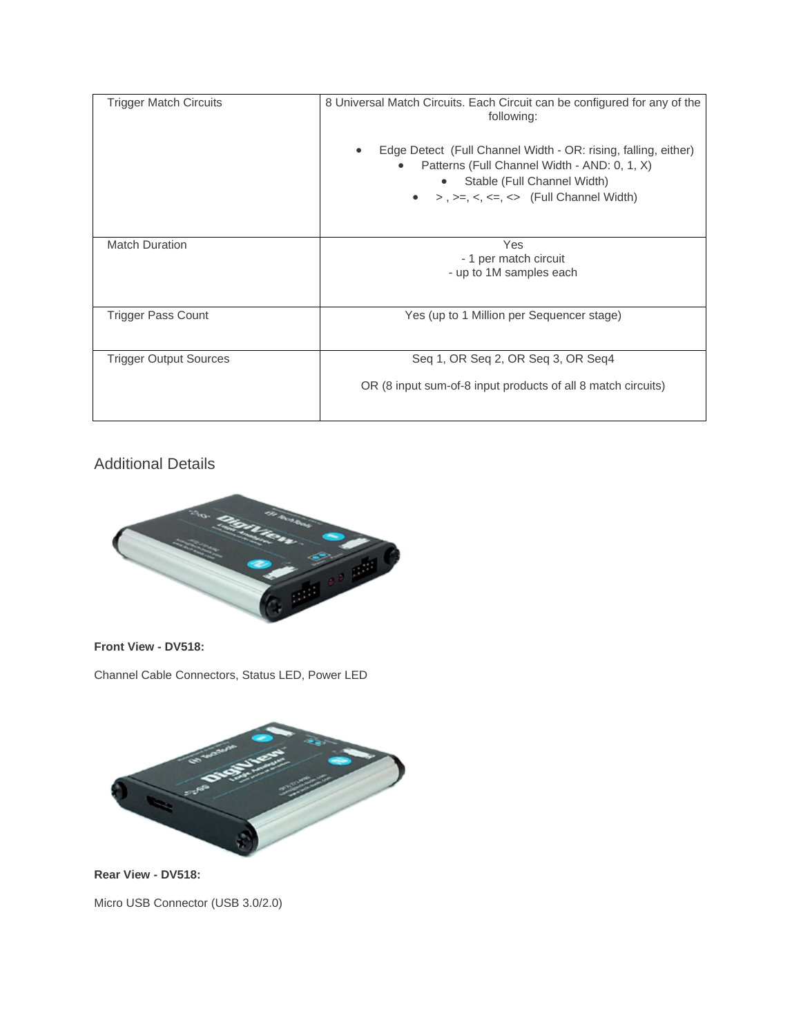| Trigger Match Circuits | 8 Universal Match Circuits. Each Circuit can be configured for any of the following:<br><br>• Edge Detect (Full Channel Width - OR: rising, falling, either)<br>• Patterns (Full Channel Width - AND: 0, 1, X)<br>• Stable (Full Channel Width)<br>• > , >=, <, <=, <> (Full Channel Width) |
|---|---|
| Match Duration | Yes<br>- 1 per match circuit<br>- up to 1M samples each |
| Trigger Pass Count | Yes (up to 1 Million per Sequencer stage) |
| Trigger Output Sources | Seq 1, OR Seq 2, OR Seq 3, OR Seq4<br><br>OR (8 input sum-of-8 input products of all 8 match circuits) |

## Additional Details

**Front View - DV518:**

Channel Cable Connectors, Status LED, Power LED

**Rear View - DV518:**

Micro USB Connector (USB 3.0/2.0)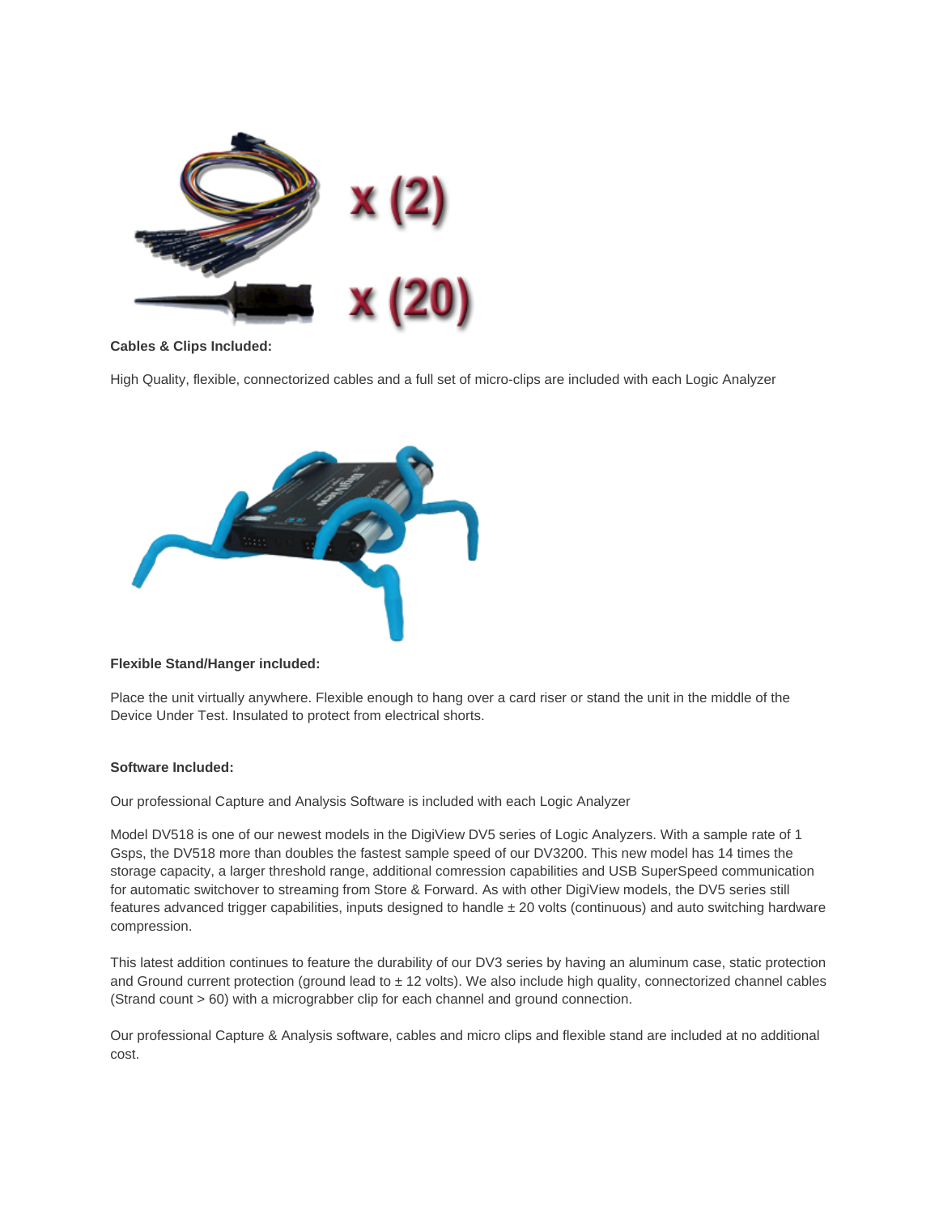**Cables & Clips Included:**

High Quality, flexible, connectorized cables and a full set of micro-clips are included with each Logic Analyzer

**Flexible Stand/Hanger included:**

Place the unit virtually anywhere. Flexible enough to hang over a card riser or stand the unit in the middle of the Device Under Test. Insulated to protect from electrical shorts.

**Software Included:**

Our professional Capture and Analysis Software is included with each Logic Analyzer

Model DV518 is one of our newest models in the DigiView DV5 series of Logic Analyzers. With a sample rate of 1 Gsps, the DV518 more than doubles the fastest sample speed of our DV3200. This new model has 14 times the storage capacity, a larger threshold range, additional comression capabilities and USB SuperSpeed communication for automatic switchover to streaming from Store & Forward. As with other DigiView models, the DV5 series still features advanced trigger capabilities, inputs designed to handle ± 20 volts (continuous) and auto switching hardware compression.

This latest addition continues to feature the durability of our DV3 series by having an aluminum case, static protection and Ground current protection (ground lead to ± 12 volts). We also include high quality, connectorized channel cables (Strand count > 60) with a micrograbber clip for each channel and ground connection.

Our professional Capture & Analysis software, cables and micro clips and flexible stand are included at no additional cost.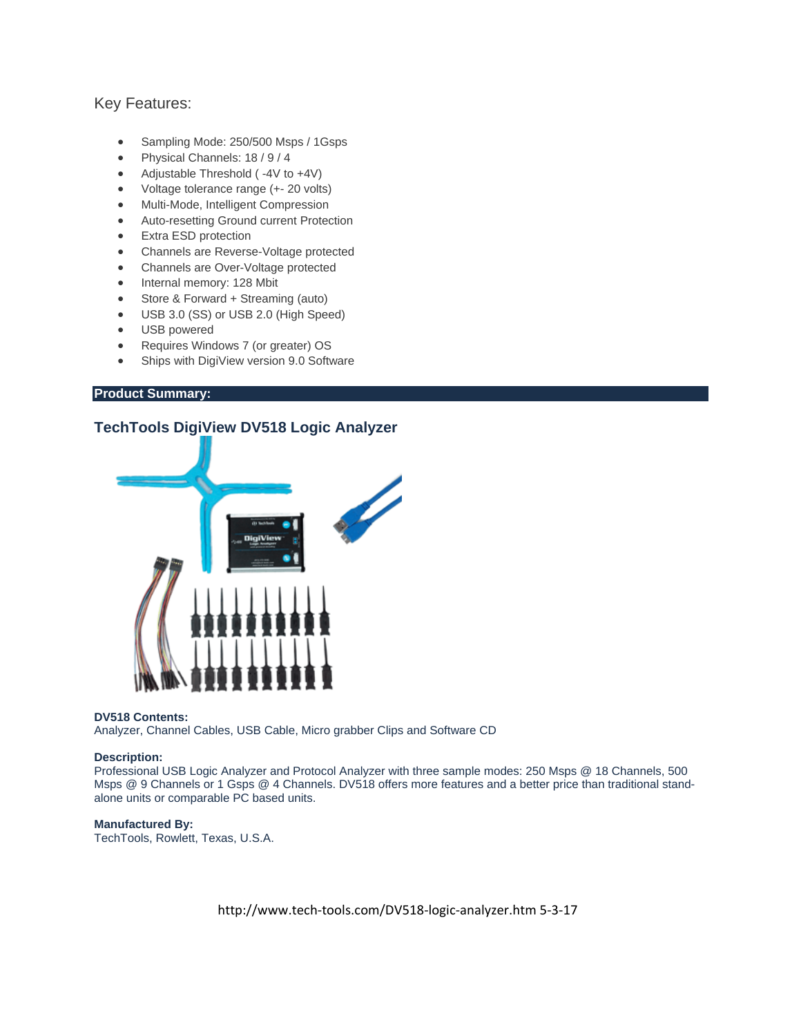Key Features:

- Sampling Mode: 250/500 Msps / 1Gsps
- Physical Channels: 18 / 9 / 4
- Adjustable Threshold ( -4V to +4V)
- Voltage tolerance range (+- 20 volts)
- Multi-Mode, Intelligent Compression
- Auto-resetting Ground current Protection
- Extra ESD protection
- Channels are Reverse-Voltage protected
- Channels are Over-Voltage protected
- Internal memory: 128 Mbit
- Store & Forward + Streaming (auto)
- USB 3.0 (SS) or USB 2.0 (High Speed)
- USB powered
- Requires Windows 7 (or greater) OS
- Ships with DigiView version 9.0 Software

**Product Summary:**

## TechTools DigiView DV518 Logic Analyzer

**DV518 Contents:**
Analyzer, Channel Cables, USB Cable, Micro grabber Clips and Software CD

**Description:**
Professional USB Logic Analyzer and Protocol Analyzer with three sample modes: 250 Msps @ 18 Channels, 500 Msps @ 9 Channels or 1 Gsps @ 4 Channels. DV518 offers more features and a better price than traditional stand-alone units or comparable PC based units.

**Manufactured By:**
TechTools, Rowlett, Texas, U.S.A.

http://www.tech-tools.com/DV518-logic-analyzer.htm 5-3-17